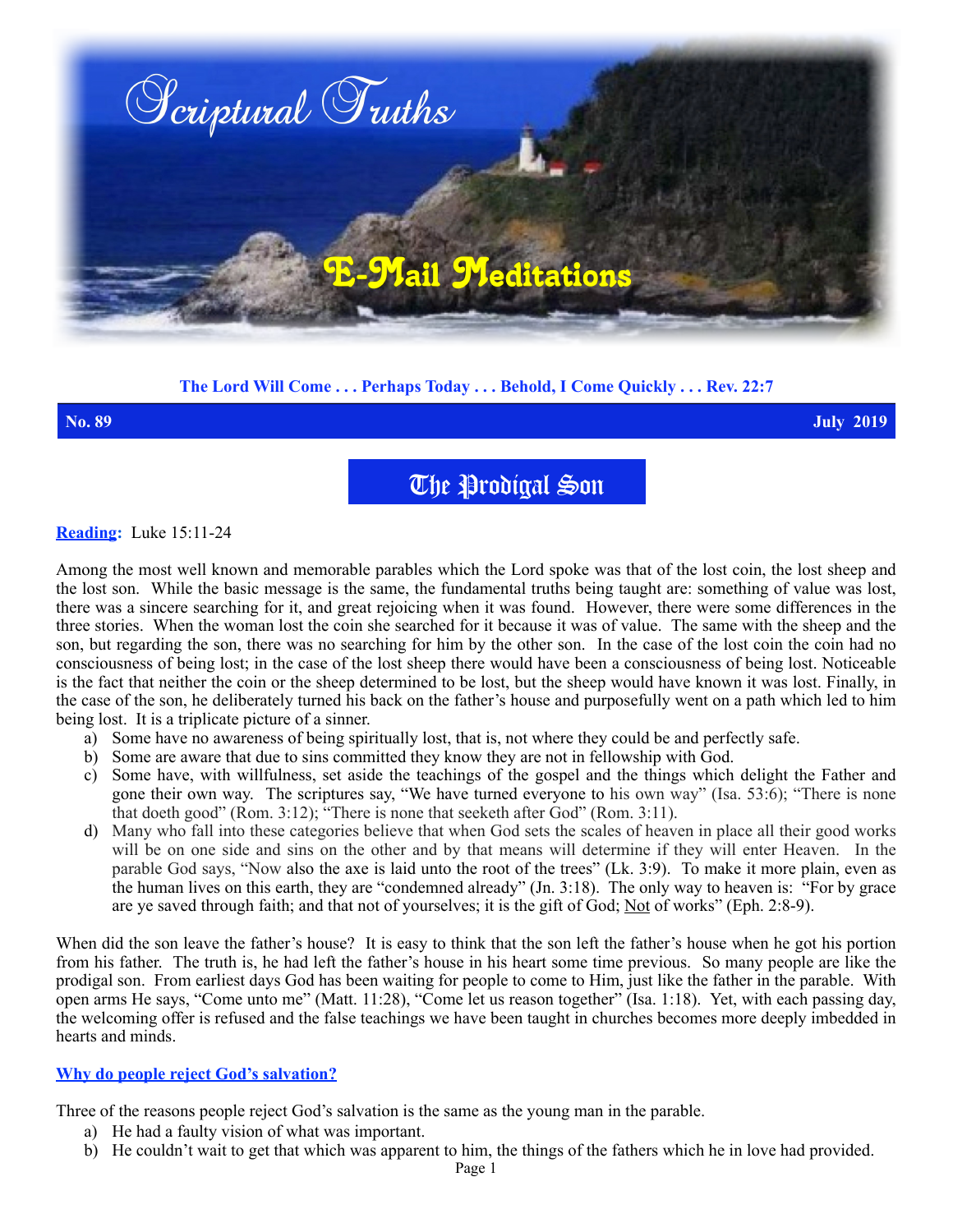# Scriptural Truths

## E-Mail Meditations

**The Lord Will Come . . . Perhaps Today . . . Behold, I Come Quickly . . . Rev. 22:7**

**No. 89** **July 2019**

# The Prodigal Son

**Reading:** Luke 15:11-24

Among the most well known and memorable parables which the Lord spoke was that of the lost coin, the lost sheep and the lost son. While the basic message is the same, the fundamental truths being taught are: something of value was lost, there was a sincere searching for it, and great rejoicing when it was found. However, there were some differences in the three stories. When the woman lost the coin she searched for it because it was of value. The same with the sheep and the son, but regarding the son, there was no searching for him by the other son. In the case of the lost coin the coin had no consciousness of being lost; in the case of the lost sheep there would have been a consciousness of being lost. Noticeable is the fact that neither the coin or the sheep determined to be lost, but the sheep would have known it was lost. Finally, in the case of the son, he deliberately turned his back on the father's house and purposefully went on a path which led to him being lost. It is a triplicate picture of a sinner.

a) Some have no awareness of being spiritually lost, that is, not where they could be and perfectly safe.
b) Some are aware that due to sins committed they know they are not in fellowship with God.
c) Some have, with willfulness, set aside the teachings of the gospel and the things which delight the Father and gone their own way. The scriptures say, "We have turned everyone to his own way" (Isa. 53:6); "There is none that doeth good" (Rom. 3:12); "There is none that seeketh after God" (Rom. 3:11).
d) Many who fall into these categories believe that when God sets the scales of heaven in place all their good works will be on one side and sins on the other and by that means will determine if they will enter Heaven. In the parable God says, "Now also the axe is laid unto the root of the trees" (Lk. 3:9). To make it more plain, even as the human lives on this earth, they are "condemned already" (Jn. 3:18). The only way to heaven is: "For by grace are ye saved through faith; and that not of yourselves; it is the gift of God; Not of works" (Eph. 2:8-9).

When did the son leave the father's house? It is easy to think that the son left the father's house when he got his portion from his father. The truth is, he had left the father's house in his heart some time previous. So many people are like the prodigal son. From earliest days God has been waiting for people to come to Him, just like the father in the parable. With open arms He says, "Come unto me" (Matt. 11:28), "Come let us reason together" (Isa. 1:18). Yet, with each passing day, the welcoming offer is refused and the false teachings we have been taught in churches becomes more deeply imbedded in hearts and minds.

### Why do people reject God's salvation?

Three of the reasons people reject God's salvation is the same as the young man in the parable.

a) He had a faulty vision of what was important.
b) He couldn't wait to get that which was apparent to him, the things of the fathers which he in love had provided.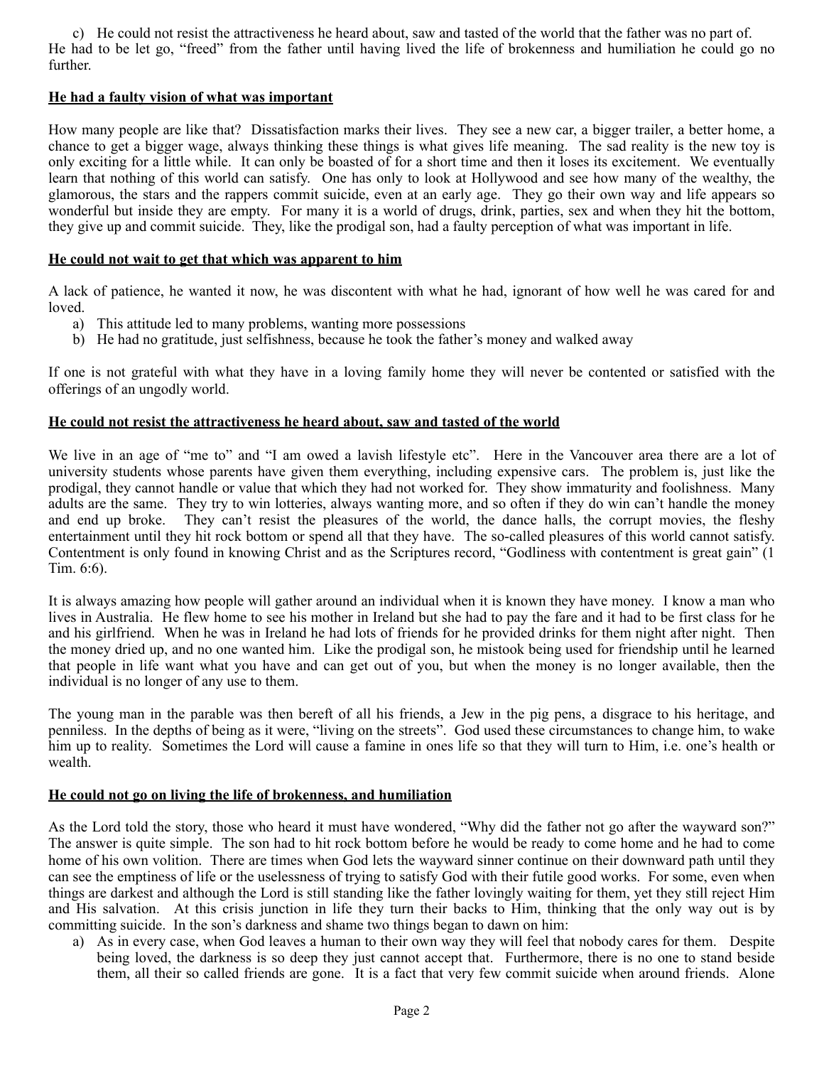c) He could not resist the attractiveness he heard about, saw and tasted of the world that the father was no part of. He had to be let go, "freed" from the father until having lived the life of brokenness and humiliation he could go no further.

**He had a faulty vision of what was important**

How many people are like that? Dissatisfaction marks their lives. They see a new car, a bigger trailer, a better home, a chance to get a bigger wage, always thinking these things is what gives life meaning. The sad reality is the new toy is only exciting for a little while. It can only be boasted of for a short time and then it loses its excitement. We eventually learn that nothing of this world can satisfy. One has only to look at Hollywood and see how many of the wealthy, the glamorous, the stars and the rappers commit suicide, even at an early age. They go their own way and life appears so wonderful but inside they are empty. For many it is a world of drugs, drink, parties, sex and when they hit the bottom, they give up and commit suicide. They, like the prodigal son, had a faulty perception of what was important in life.

**He could not wait to get that which was apparent to him**

A lack of patience, he wanted it now, he was discontent with what he had, ignorant of how well he was cared for and loved.

a) This attitude led to many problems, wanting more possessions
b) He had no gratitude, just selfishness, because he took the father's money and walked away

If one is not grateful with what they have in a loving family home they will never be contented or satisfied with the offerings of an ungodly world.

**He could not resist the attractiveness he heard about, saw and tasted of the world**

We live in an age of "me to" and "I am owed a lavish lifestyle etc". Here in the Vancouver area there are a lot of university students whose parents have given them everything, including expensive cars. The problem is, just like the prodigal, they cannot handle or value that which they had not worked for. They show immaturity and foolishness. Many adults are the same. They try to win lotteries, always wanting more, and so often if they do win can't handle the money and end up broke. They can't resist the pleasures of the world, the dance halls, the corrupt movies, the fleshy entertainment until they hit rock bottom or spend all that they have. The so-called pleasures of this world cannot satisfy. Contentment is only found in knowing Christ and as the Scriptures record, "Godliness with contentment is great gain" (1 Tim. 6:6).

It is always amazing how people will gather around an individual when it is known they have money. I know a man who lives in Australia. He flew home to see his mother in Ireland but she had to pay the fare and it had to be first class for he and his girlfriend. When he was in Ireland he had lots of friends for he provided drinks for them night after night. Then the money dried up, and no one wanted him. Like the prodigal son, he mistook being used for friendship until he learned that people in life want what you have and can get out of you, but when the money is no longer available, then the individual is no longer of any use to them.

The young man in the parable was then bereft of all his friends, a Jew in the pig pens, a disgrace to his heritage, and penniless. In the depths of being as it were, "living on the streets". God used these circumstances to change him, to wake him up to reality. Sometimes the Lord will cause a famine in ones life so that they will turn to Him, i.e. one's health or wealth.

**He could not go on living the life of brokenness, and humiliation**

As the Lord told the story, those who heard it must have wondered, "Why did the father not go after the wayward son?" The answer is quite simple. The son had to hit rock bottom before he would be ready to come home and he had to come home of his own volition. There are times when God lets the wayward sinner continue on their downward path until they can see the emptiness of life or the uselessness of trying to satisfy God with their futile good works. For some, even when things are darkest and although the Lord is still standing like the father lovingly waiting for them, yet they still reject Him and His salvation. At this crisis junction in life they turn their backs to Him, thinking that the only way out is by committing suicide. In the son's darkness and shame two things began to dawn on him:

a) As in every case, when God leaves a human to their own way they will feel that nobody cares for them. Despite being loved, the darkness is so deep they just cannot accept that. Furthermore, there is no one to stand beside them, all their so called friends are gone. It is a fact that very few commit suicide when around friends. Alone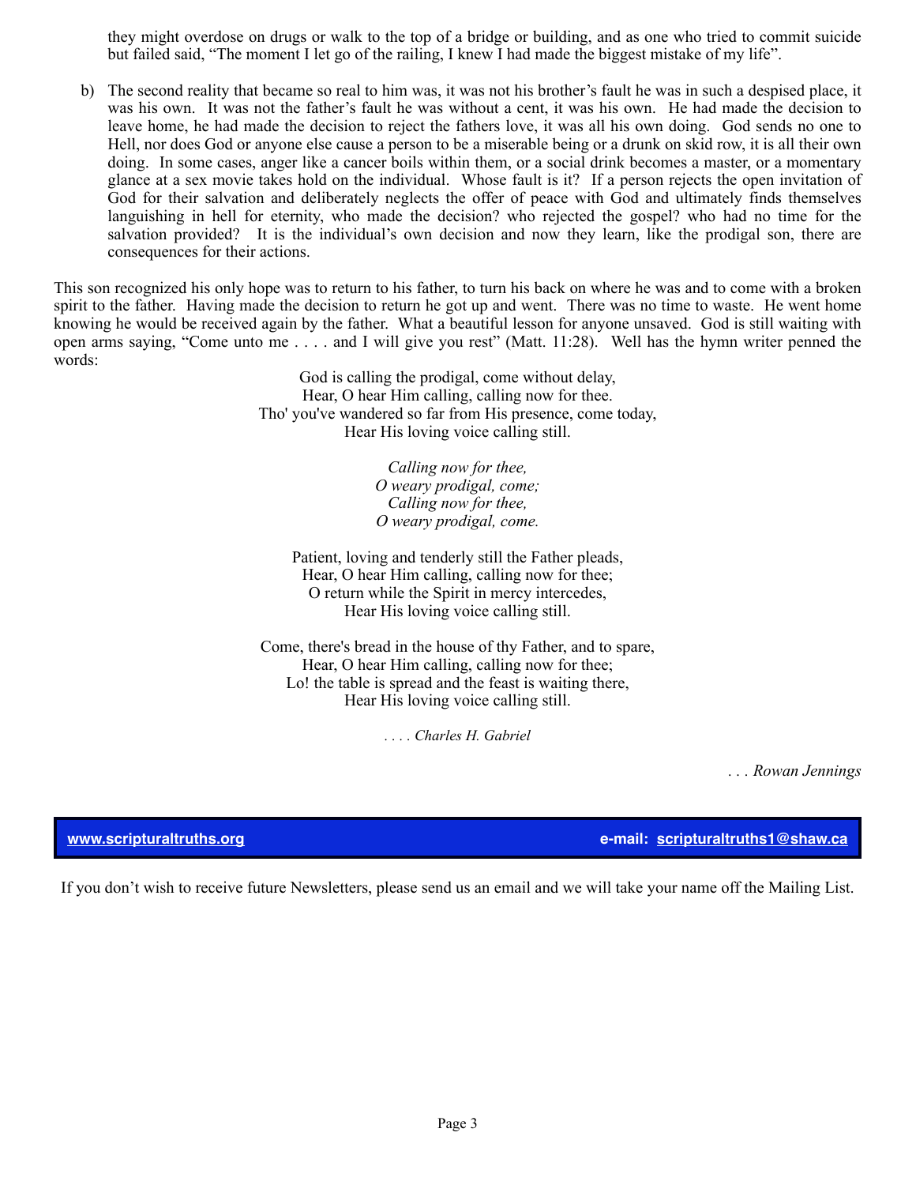they might overdose on drugs or walk to the top of a bridge or building, and as one who tried to commit suicide but failed said, "The moment I let go of the railing, I knew I had made the biggest mistake of my life".

b) The second reality that became so real to him was, it was not his brother's fault he was in such a despised place, it was his own. It was not the father's fault he was without a cent, it was his own. He had made the decision to leave home, he had made the decision to reject the fathers love, it was all his own doing. God sends no one to Hell, nor does God or anyone else cause a person to be a miserable being or a drunk on skid row, it is all their own doing. In some cases, anger like a cancer boils within them, or a social drink becomes a master, or a momentary glance at a sex movie takes hold on the individual. Whose fault is it? If a person rejects the open invitation of God for their salvation and deliberately neglects the offer of peace with God and ultimately finds themselves languishing in hell for eternity, who made the decision? who rejected the gospel? who had no time for the salvation provided? It is the individual's own decision and now they learn, like the prodigal son, there are consequences for their actions.

This son recognized his only hope was to return to his father, to turn his back on where he was and to come with a broken spirit to the father. Having made the decision to return he got up and went. There was no time to waste. He went home knowing he would be received again by the father. What a beautiful lesson for anyone unsaved. God is still waiting with open arms saying, "Come unto me . . . . and I will give you rest" (Matt. 11:28). Well has the hymn writer penned the words:

God is calling the prodigal, come without delay,  
Hear, O hear Him calling, calling now for thee.  
Tho' you've wandered so far from His presence, come today,  
Hear His loving voice calling still.

*Calling now for thee,*  
*O weary prodigal, come;*  
*Calling now for thee,*  
*O weary prodigal, come.*

Patient, loving and tenderly still the Father pleads,  
Hear, O hear Him calling, calling now for thee;  
O return while the Spirit in mercy intercedes,  
Hear His loving voice calling still.

Come, there's bread in the house of thy Father, and to spare,  
Hear, O hear Him calling, calling now for thee;  
Lo! the table is spread and the feast is waiting there,  
Hear His loving voice calling still.

. . . . *Charles H. Gabriel*

. . . *Rowan Jennings*

**www.scripturaltruths.org** **e-mail: scripturaltruths1@shaw.ca**

If you don't wish to receive future Newsletters, please send us an email and we will take your name off the Mailing List.